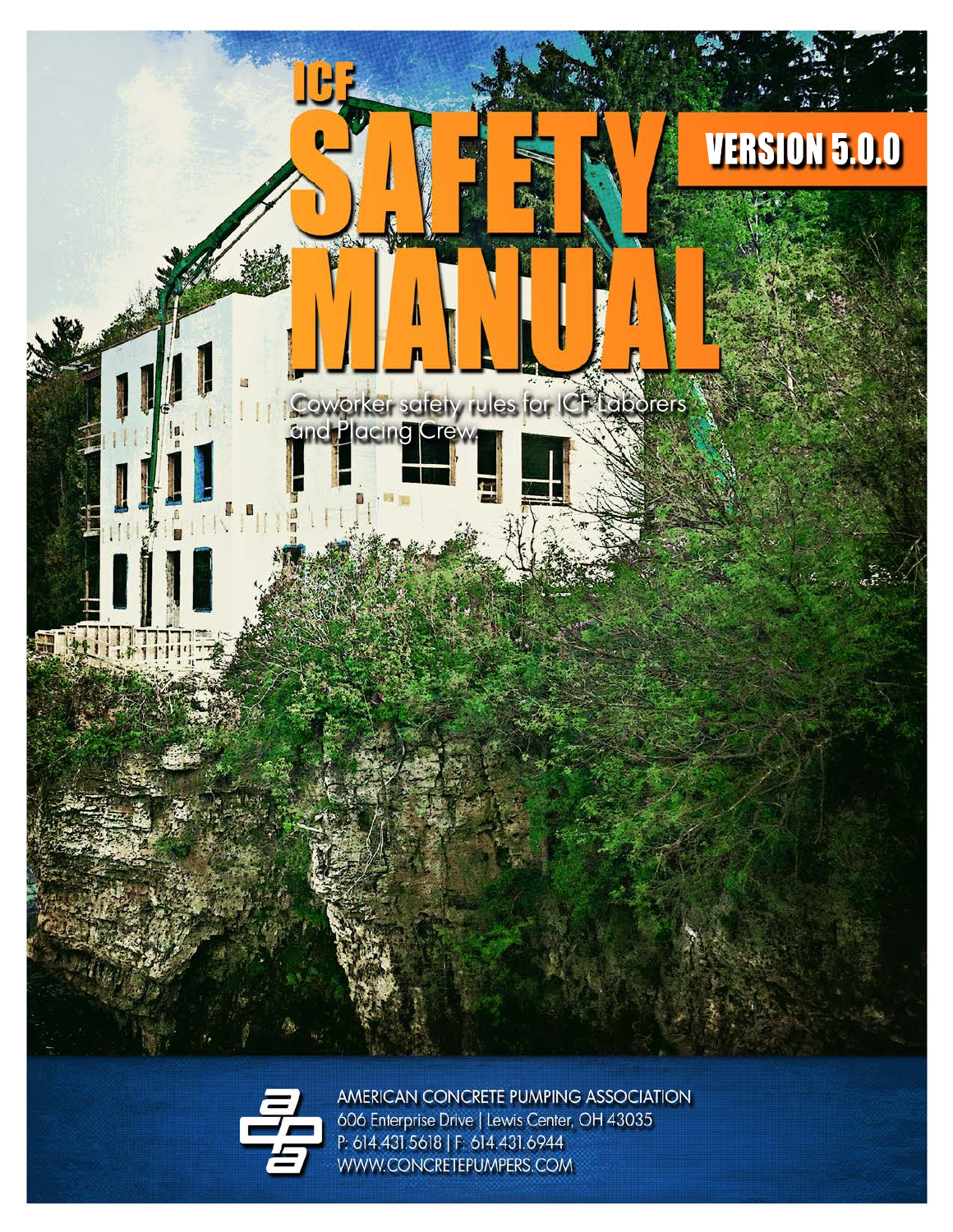# ICF SAFETY MANUAL

**VERSION 5.0.0**

Coworker safety rules for ICF Laborers and Placing Crew.

AMERICAN CONCRETE PUMPING ASSOCIATION
606 Enterprise Drive | Lewis Center, OH 43035
P: 614.431.5618 | F: 614.431.6944
WWW.CONCRETEPUMPERS.COM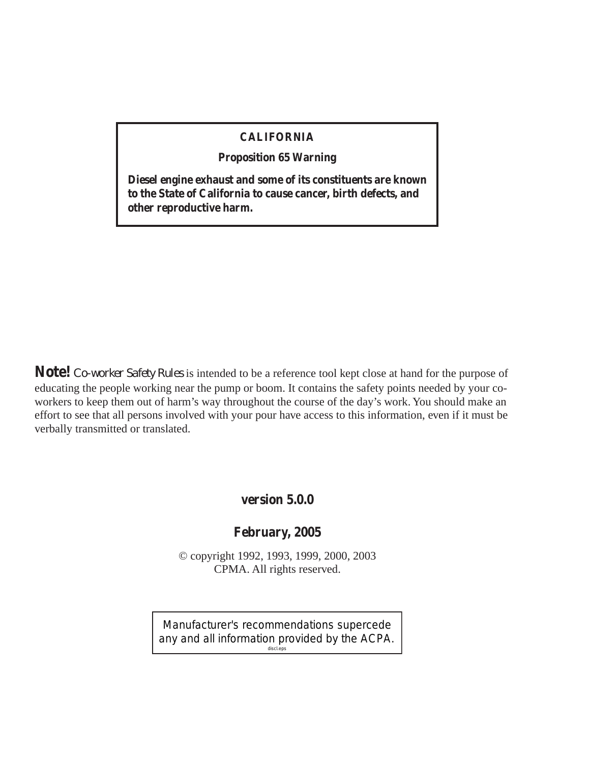**CALIFORNIA**

**Proposition 65 Warning**

**Diesel engine exhaust and some of its constituents are known to the State of California to cause cancer, birth defects, and other reproductive harm.**

**Note!** *Co-worker Safety Rules* is intended to be a reference tool kept close at hand for the purpose of educating the people working near the pump or boom. It contains the safety points needed by your co-workers to keep them out of harm's way throughout the course of the day's work. You should make an effort to see that all persons involved with your pour have access to this information, even if it must be verbally transmitted or translated.

**version 5.0.0**

**February, 2005**

© copyright 1992, 1993, 1999, 2000, 2003
CPMA. All rights reserved.

Manufacturer's recommendations supercede any and all information provided by the ACPA.

discl.eps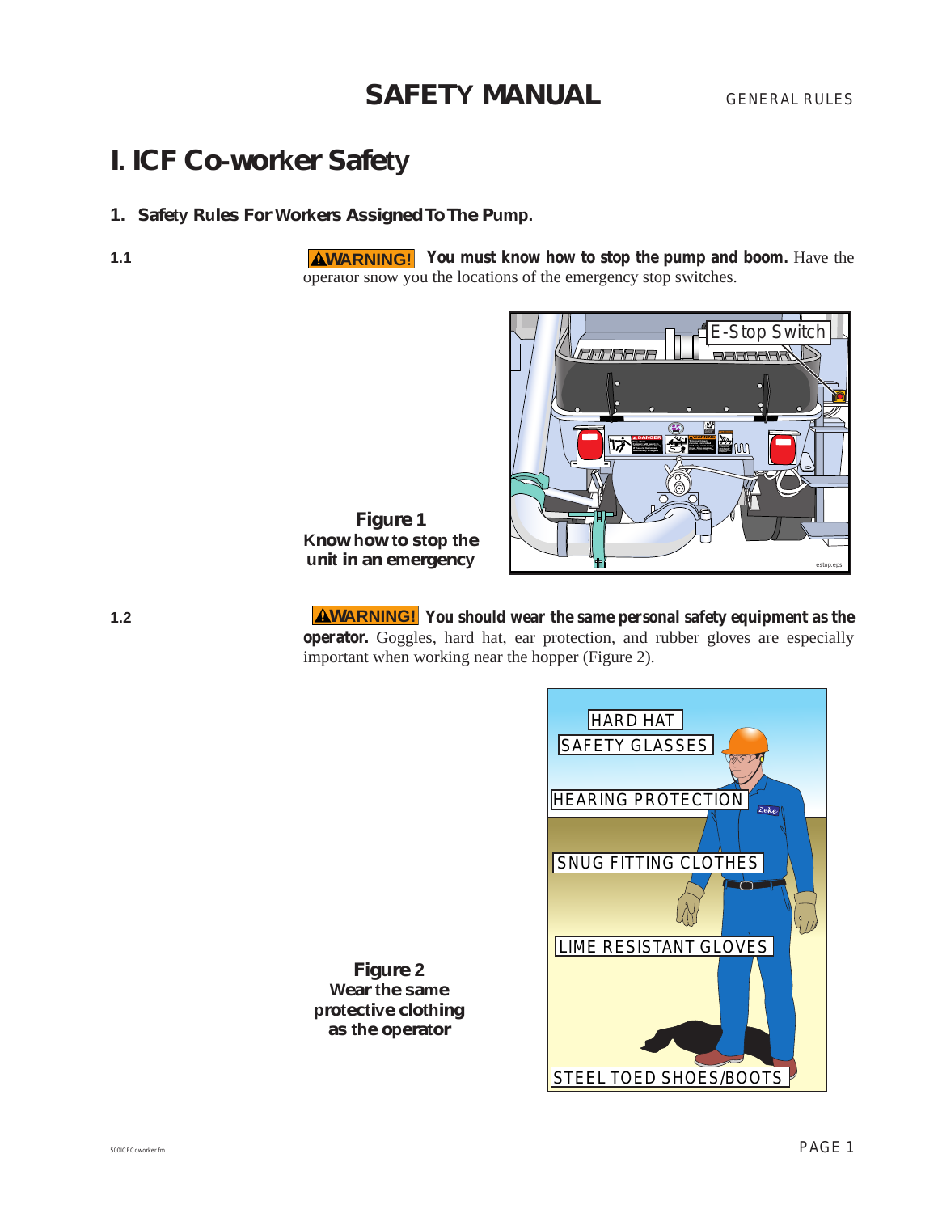# I. ICF Co-worker Safety

## 1. Safety Rules For Workers Assigned To The Pump.

1.1 **⚠WARNING!** ***You must know how to stop the pump and boom.*** Have the operator show you the locations of the emergency stop switches.

**Figure 1**
**Know how to stop the unit in an emergency**

1.2 **⚠WARNING!** ***You should wear the same personal safety equipment as the operator.*** Goggles, hard hat, ear protection, and rubber gloves are especially important when working near the hopper (Figure 2).

**Figure 2**
**Wear the same protective clothing as the operator**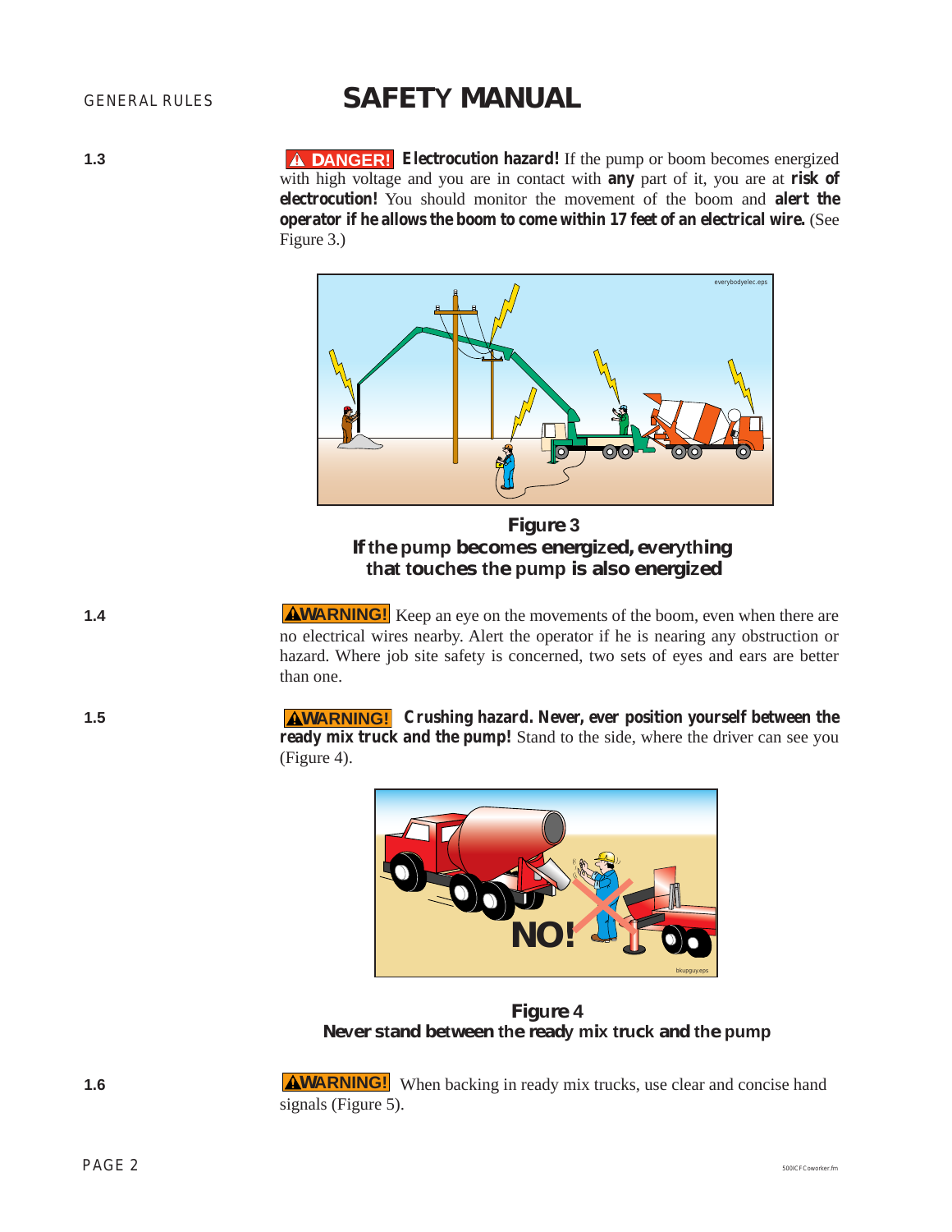**1.3**

**⚠ DANGER!** ***Electrocution hazard!*** If the pump or boom becomes energized with high voltage and you are in contact with **any** part of it, you are at **risk of electrocution!** You should monitor the movement of the boom and **alert the operator if he allows the boom to come within 17 feet of an electrical wire.** (See Figure 3.)

**Figure 3**
**If the pump becomes energized, everything that touches the pump is also energized**

**1.4**

**⚠WARNING!** Keep an eye on the movements of the boom, even when there are no electrical wires nearby. Alert the operator if he is nearing any obstruction or hazard. Where job site safety is concerned, two sets of eyes and ears are better than one.

**1.5**

**⚠WARNING!** **Crushing hazard. Never, ever position yourself between the ready mix truck and the pump!** Stand to the side, where the driver can see you (Figure 4).

**Figure 4**
**Never stand between the ready mix truck and the pump**

**1.6**

**⚠WARNING!** When backing in ready mix trucks, use clear and concise hand signals (Figure 5).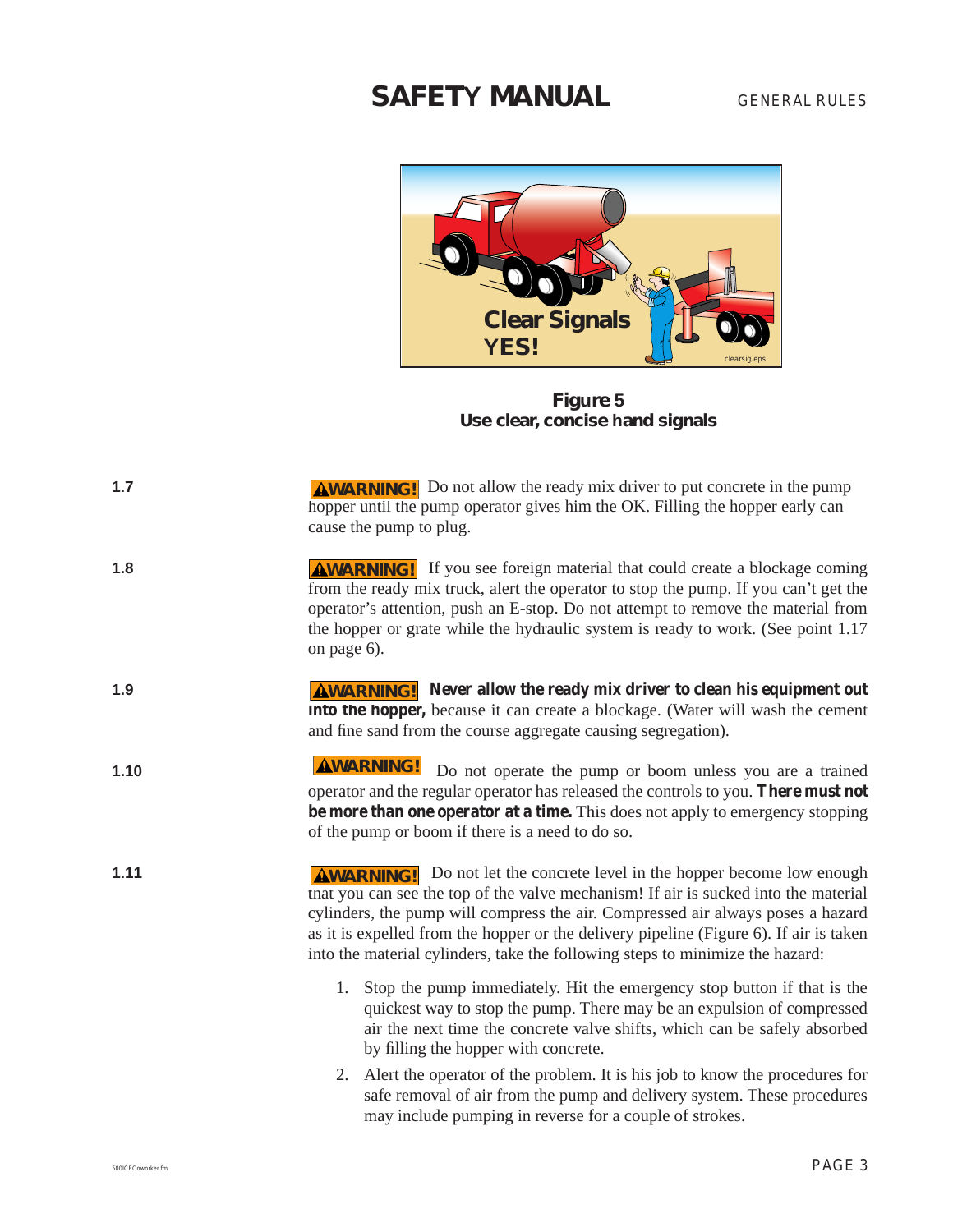**Figure 5**
**Use clear, concise hand signals**

**1.7** **⚠WARNING!** Do not allow the ready mix driver to put concrete in the pump hopper until the pump operator gives him the OK. Filling the hopper early can cause the pump to plug.

**1.8** **⚠WARNING!** If you see foreign material that could create a blockage coming from the ready mix truck, alert the operator to stop the pump. If you can't get the operator's attention, push an E-stop. Do not attempt to remove the material from the hopper or grate while the hydraulic system is ready to work. (See point 1.17 on page 6).

**1.9** **⚠WARNING!** ***Never allow the ready mix driver to clean his equipment out into the hopper,*** because it can create a blockage. (Water will wash the cement and fine sand from the course aggregate causing segregation).

**1.10** **⚠WARNING!** Do not operate the pump or boom unless you are a trained operator and the regular operator has released the controls to you. ***There must not be more than one operator at a time.*** This does not apply to emergency stopping of the pump or boom if there is a need to do so.

**1.11** **⚠WARNING!** Do not let the concrete level in the hopper become low enough that you can see the top of the valve mechanism! If air is sucked into the material cylinders, the pump will compress the air. Compressed air always poses a hazard as it is expelled from the hopper or the delivery pipeline (Figure 6). If air is taken into the material cylinders, take the following steps to minimize the hazard:

1. Stop the pump immediately. Hit the emergency stop button if that is the quickest way to stop the pump. There may be an expulsion of compressed air the next time the concrete valve shifts, which can be safely absorbed by filling the hopper with concrete.
2. Alert the operator of the problem. It is his job to know the procedures for safe removal of air from the pump and delivery system. These procedures may include pumping in reverse for a couple of strokes.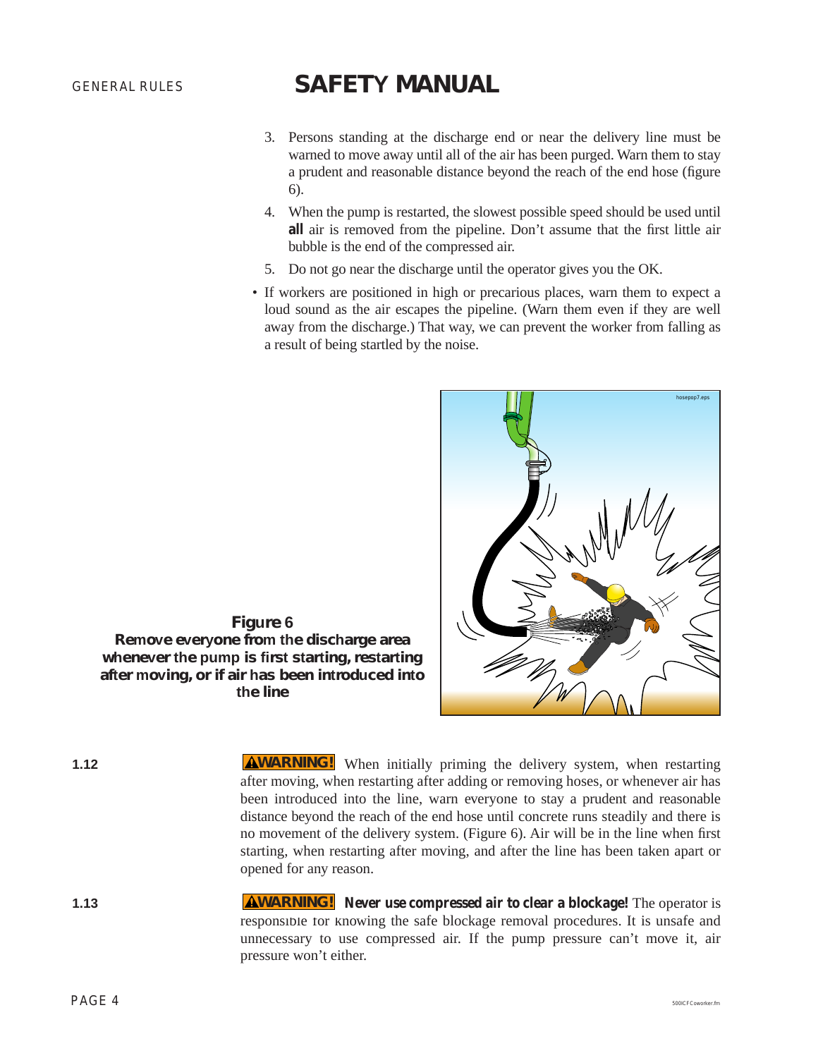3. Persons standing at the discharge end or near the delivery line must be warned to move away until all of the air has been purged. Warn them to stay a prudent and reasonable distance beyond the reach of the end hose (figure 6).
4. When the pump is restarted, the slowest possible speed should be used until **all** air is removed from the pipeline. Don't assume that the first little air bubble is the end of the compressed air.
5. Do not go near the discharge until the operator gives you the OK.

- If workers are positioned in high or precarious places, warn them to expect a loud sound as the air escapes the pipeline. (Warn them even if they are well away from the discharge.) That way, we can prevent the worker from falling as a result of being startled by the noise.

**Figure 6**
**Remove everyone from the discharge area whenever the pump is first starting, restarting after moving, or if air has been introduced into the line**

**1.12** **⚠WARNING!** When initially priming the delivery system, when restarting after moving, when restarting after adding or removing hoses, or whenever air has been introduced into the line, warn everyone to stay a prudent and reasonable distance beyond the reach of the end hose until concrete runs steadily and there is no movement of the delivery system. (Figure 6). Air will be in the line when first starting, when restarting after moving, and after the line has been taken apart or opened for any reason.

**1.13** **⚠WARNING!** ***Never use compressed air to clear a blockage!*** The operator is responsible for knowing the safe blockage removal procedures. It is unsafe and unnecessary to use compressed air. If the pump pressure can't move it, air pressure won't either.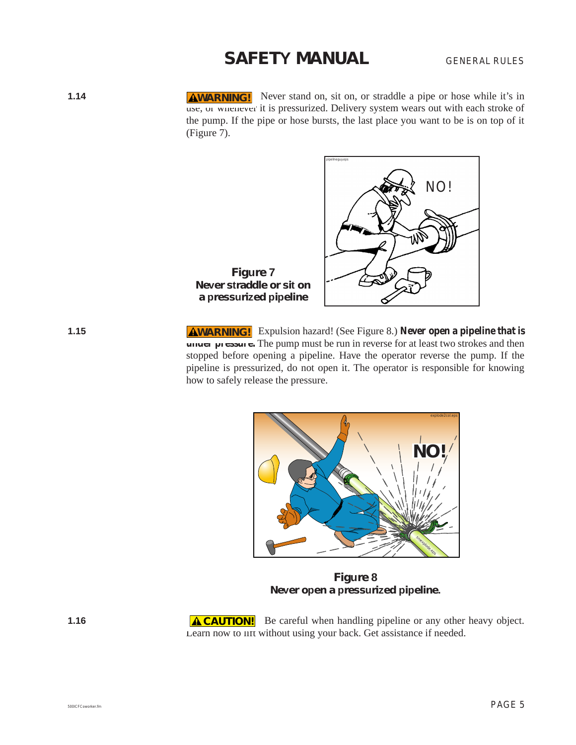**1.14** **⚠WARNING!** Never stand on, sit on, or straddle a pipe or hose while it's in use, or whenever it is pressurized. Delivery system wears out with each stroke of the pump. If the pipe or hose bursts, the last place you want to be is on top of it (Figure 7).

**Figure 7**
**Never straddle or sit on a pressurized pipeline**

**1.15** **⚠WARNING!** Expulsion hazard! (See Figure 8.) ***Never open a pipeline that is under pressure.*** The pump must be run in reverse for at least two strokes and then stopped before opening a pipeline. Have the operator reverse the pump. If the pipeline is pressurized, do not open it. The operator is responsible for knowing how to safely release the pressure.

**Figure 8**
**Never open a pressurized pipeline.**

**1.16** **⚠CAUTION!** Be careful when handling pipeline or any other heavy object. Learn how to lift without using your back. Get assistance if needed.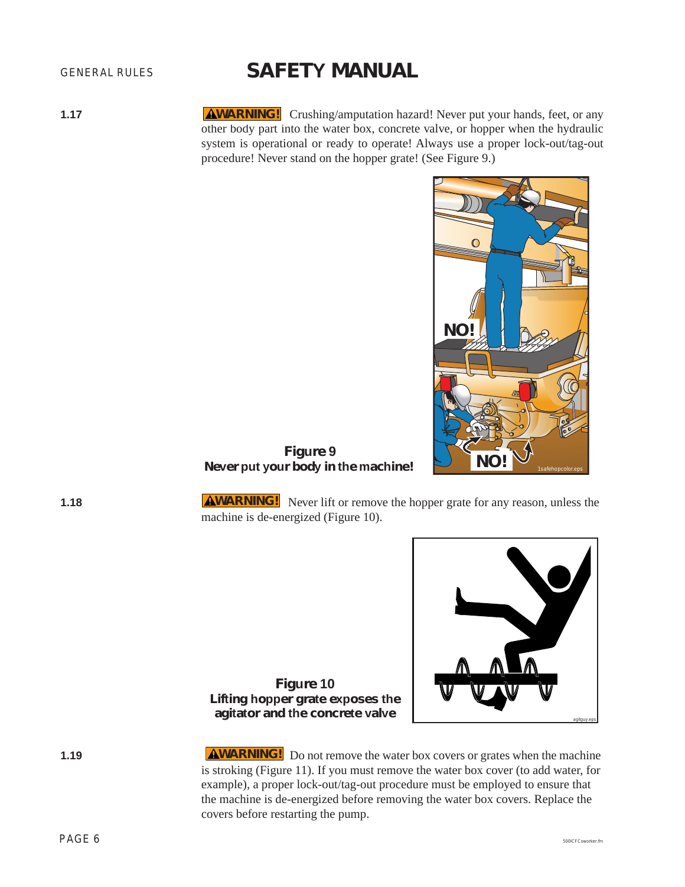**1.17** **⚠WARNING!** Crushing/amputation hazard! Never put your hands, feet, or any other body part into the water box, concrete valve, or hopper when the hydraulic system is operational or ready to operate! Always use a proper lock-out/tag-out procedure! Never stand on the hopper grate! (See Figure 9.)

**Figure 9**
**Never put your body in the machine!**

**1.18** **⚠WARNING!** Never lift or remove the hopper grate for any reason, unless the machine is de-energized (Figure 10).

**Figure 10**
**Lifting hopper grate exposes the agitator and the concrete valve**

**1.19** **⚠WARNING!** Do not remove the water box covers or grates when the machine is stroking (Figure 11). If you must remove the water box cover (to add water, for example), a proper lock-out/tag-out procedure must be employed to ensure that the machine is de-energized before removing the water box covers. Replace the covers before restarting the pump.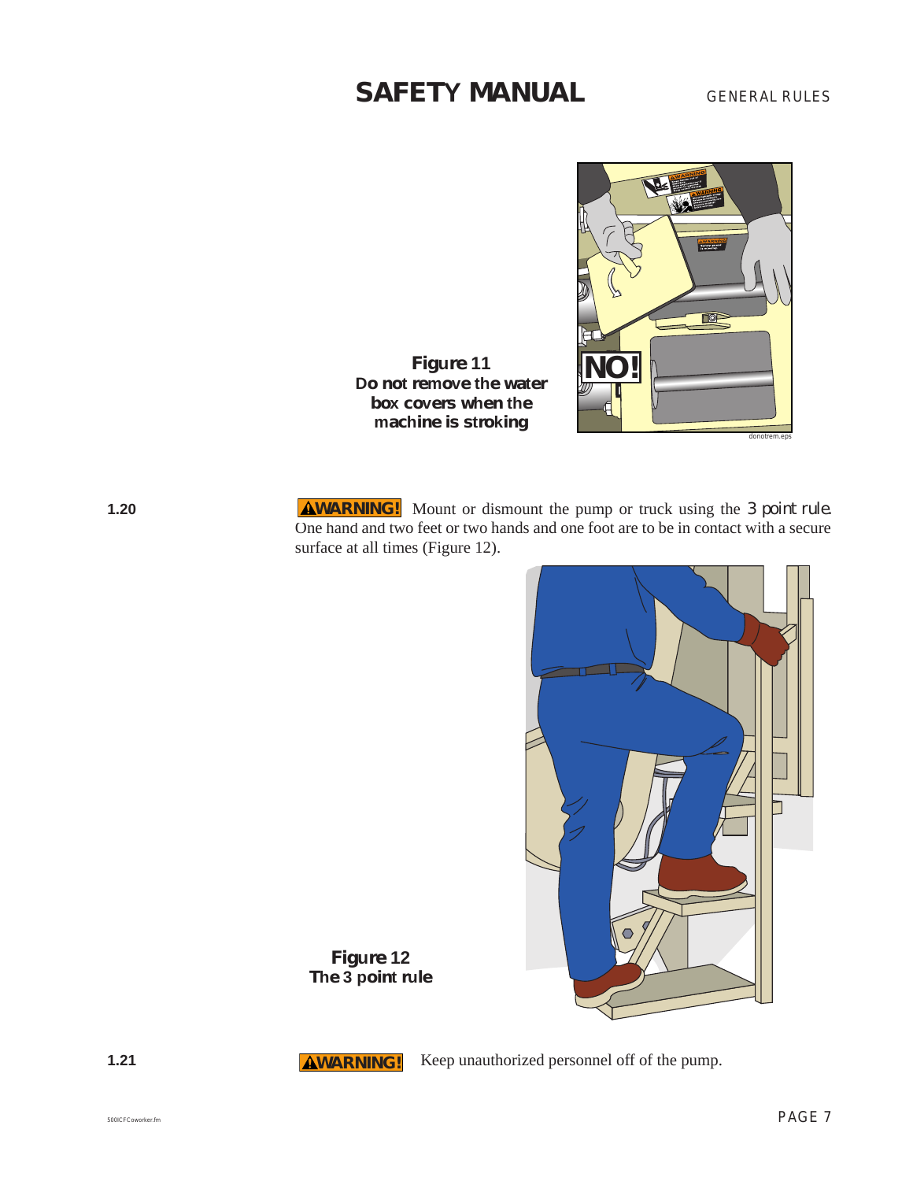Figure 11
Do not remove the water box covers when the machine is stroking

**1.20** **WARNING!** Mount or dismount the pump or truck using the *3 point rule*. One hand and two feet or two hands and one foot are to be in contact with a secure surface at all times (Figure 12).

Figure 12
The 3 point rule

**1.21** **WARNING!** Keep unauthorized personnel off of the pump.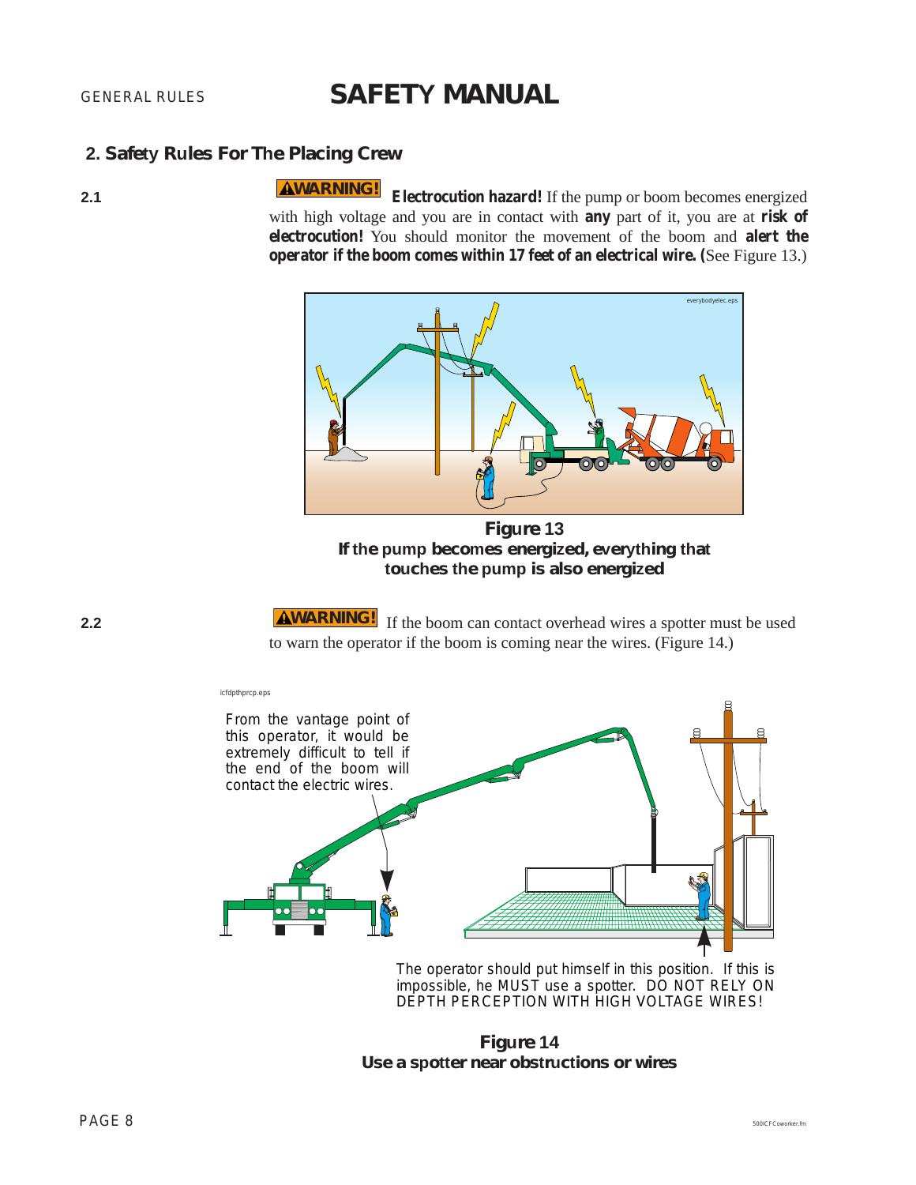## 2. Safety Rules For The Placing Crew

**2.1** **⚠WARNING!** ***Electrocution hazard!*** If the pump or boom becomes energized with high voltage and you are in contact with **any** part of it, you are at **risk of electrocution!** You should monitor the movement of the boom and **alert the operator if the boom comes within 17 feet of an electrical wire. (**See Figure 13.)

**Figure 13**
**If the pump becomes energized, everything that touches the pump is also energized**

**2.2** **⚠WARNING!** If the boom can contact overhead wires a spotter must be used to warn the operator if the boom is coming near the wires. (Figure 14.)

From the vantage point of this operator, it would be extremely difficult to tell if the end of the boom will contact the electric wires.

The operator should put himself in this position. If this is impossible, he MUST use a spotter. DO NOT RELY ON DEPTH PERCEPTION WITH HIGH VOLTAGE WIRES!

**Figure 14**
**Use a spotter near obstructions or wires**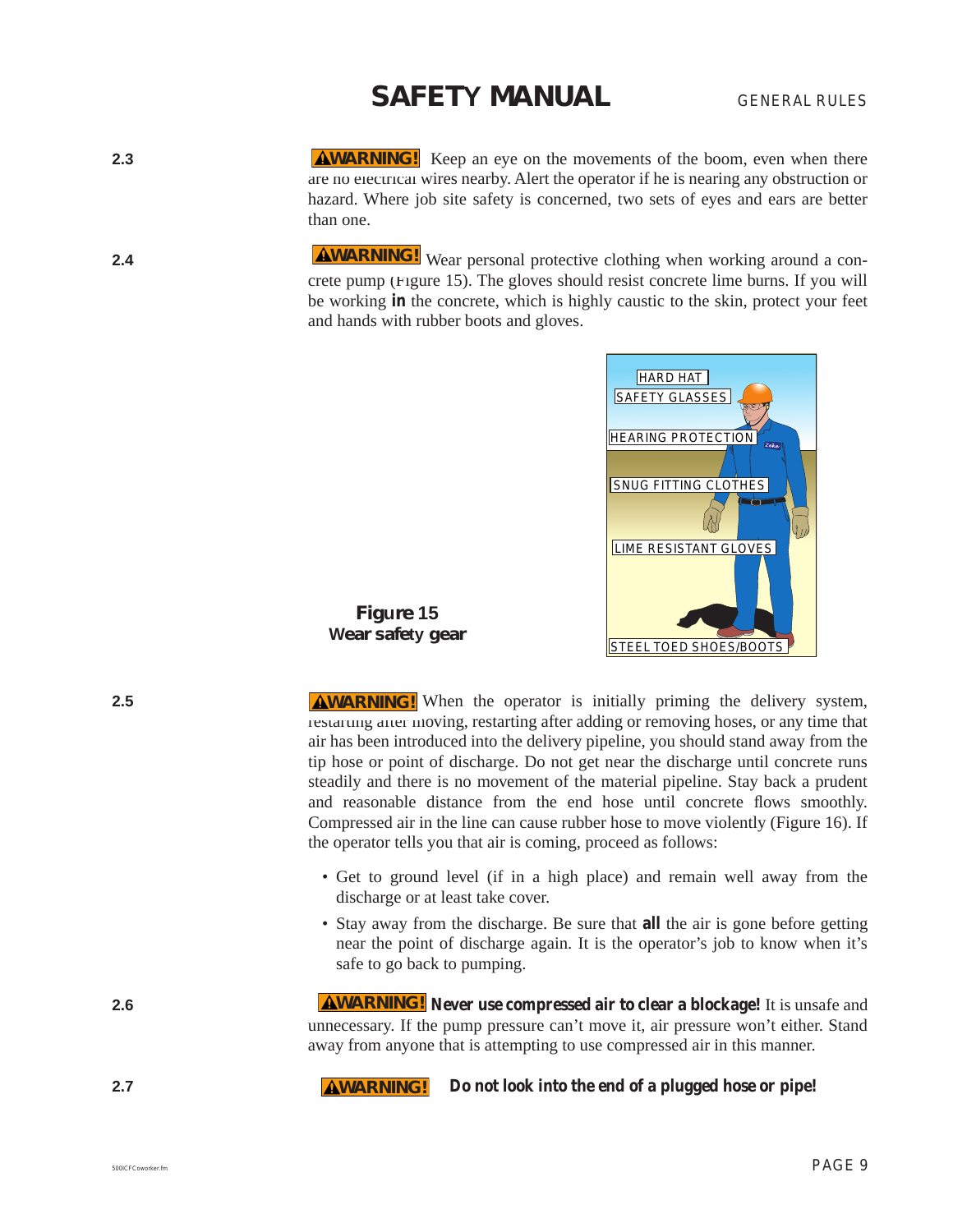**2.3** **⚠WARNING!** Keep an eye on the movements of the boom, even when there are no electrical wires nearby. Alert the operator if he is nearing any obstruction or hazard. Where job site safety is concerned, two sets of eyes and ears are better than one.

**2.4** **⚠WARNING!** Wear personal protective clothing when working around a concrete pump (Figure 15). The gloves should resist concrete lime burns. If you will be working **in** the concrete, which is highly caustic to the skin, protect your feet and hands with rubber boots and gloves.

HARD HAT
SAFETY GLASSES
HEARING PROTECTION
SNUG FITTING CLOTHES
LIME RESISTANT GLOVES
STEEL TOED SHOES/BOOTS

**Figure 15**
**Wear safety gear**

**2.5** **⚠WARNING!** When the operator is initially priming the delivery system, restarting after moving, restarting after adding or removing hoses, or any time that air has been introduced into the delivery pipeline, you should stand away from the tip hose or point of discharge. Do not get near the discharge until concrete runs steadily and there is no movement of the material pipeline. Stay back a prudent and reasonable distance from the end hose until concrete flows smoothly. Compressed air in the line can cause rubber hose to move violently (Figure 16). If the operator tells you that air is coming, proceed as follows:

- Get to ground level (if in a high place) and remain well away from the discharge or at least take cover.
- Stay away from the discharge. Be sure that **all** the air is gone before getting near the point of discharge again. It is the operator's job to know when it's safe to go back to pumping.

**2.6** **⚠WARNING!** ***Never use compressed air to clear a blockage!*** It is unsafe and unnecessary. If the pump pressure can't move it, air pressure won't either. Stand away from anyone that is attempting to use compressed air in this manner.

**2.7** **⚠WARNING!** **Do not look into the end of a plugged hose or pipe!**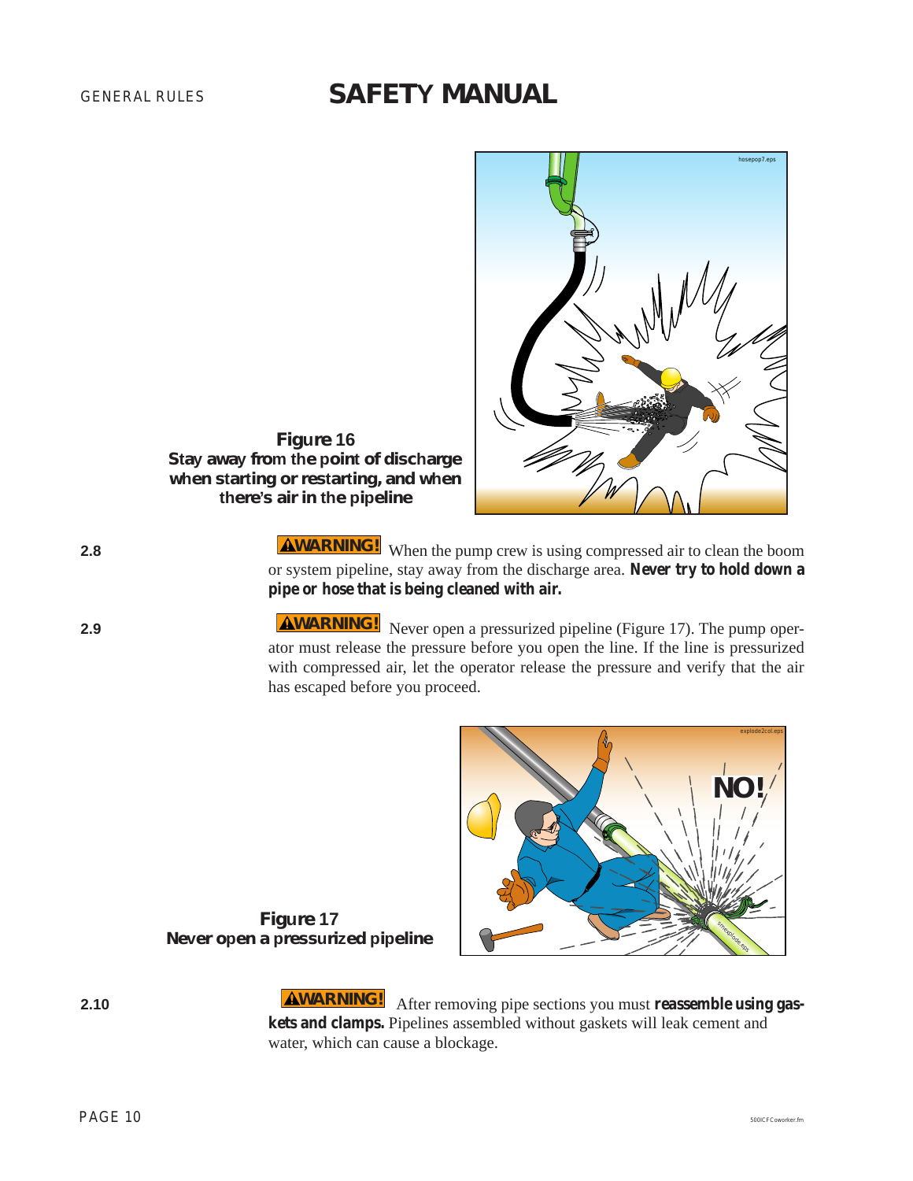**Figure 16**
**Stay away from the point of discharge when starting or restarting, and when there's air in the pipeline**

2.8 **⚠WARNING!** When the pump crew is using compressed air to clean the boom or system pipeline, stay away from the discharge area. ***Never try to hold down a pipe or hose that is being cleaned with air.***

2.9 **⚠WARNING!** Never open a pressurized pipeline (Figure 17). The pump operator must release the pressure before you open the line. If the line is pressurized with compressed air, let the operator release the pressure and verify that the air has escaped before you proceed.

**Figure 17**
**Never open a pressurized pipeline**

2.10 **⚠WARNING!** After removing pipe sections you must **reassemble using gaskets and clamps.** Pipelines assembled without gaskets will leak cement and water, which can cause a blockage.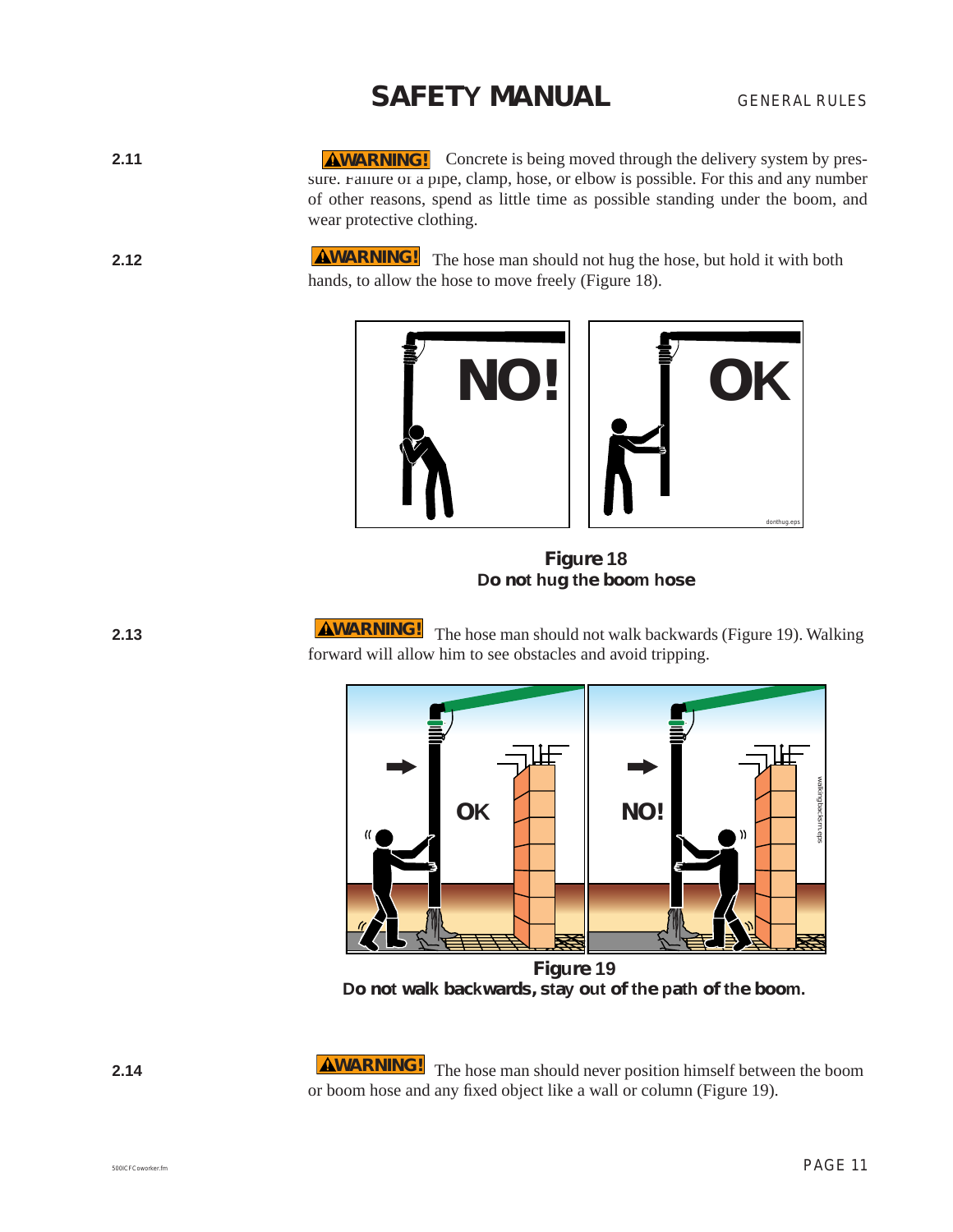**2.11** **⚠WARNING!** Concrete is being moved through the delivery system by pressure. Failure of a pipe, clamp, hose, or elbow is possible. For this and any number of other reasons, spend as little time as possible standing under the boom, and wear protective clothing.

**2.12** **⚠WARNING!** The hose man should not hug the hose, but hold it with both hands, to allow the hose to move freely (Figure 18).

**Figure 18**
**Do not hug the boom hose**

**2.13** **⚠WARNING!** The hose man should not walk backwards (Figure 19). Walking forward will allow him to see obstacles and avoid tripping.

**Figure 19**
**Do not walk backwards, stay out of the path of the boom.**

**2.14** **⚠WARNING!** The hose man should never position himself between the boom or boom hose and any fixed object like a wall or column (Figure 19).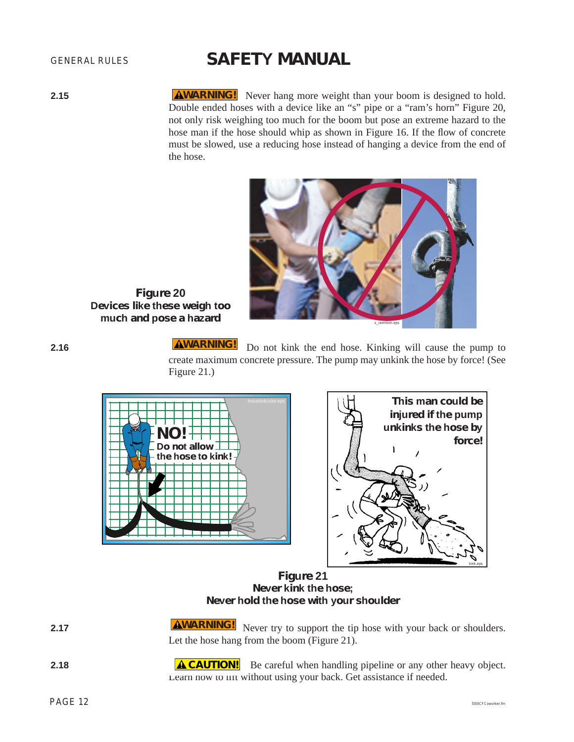**2.15** **⚠WARNING!** Never hang more weight than your boom is designed to hold. Double ended hoses with a device like an "s" pipe or a "ram's horn" Figure 20, not only risk weighing too much for the boom but pose an extreme hazard to the hose man if the hose should whip as shown in Figure 16. If the flow of concrete must be slowed, use a reducing hose instead of hanging a device from the end of the hose.

**Figure 20**
**Devices like these weigh too much and pose a hazard**

**2.16** **⚠WARNING!** Do not kink the end hose. Kinking will cause the pump to create maximum concrete pressure. The pump may unkink the hose by force! (See Figure 21.)

**Figure 21**
**Never kink the hose;**
**Never hold the hose with your shoulder**

**2.17** **⚠WARNING!** Never try to support the tip hose with your back or shoulders. Let the hose hang from the boom (Figure 21).

**2.18** **⚠CAUTION!** Be careful when handling pipeline or any other heavy object. Learn how to lift without using your back. Get assistance if needed.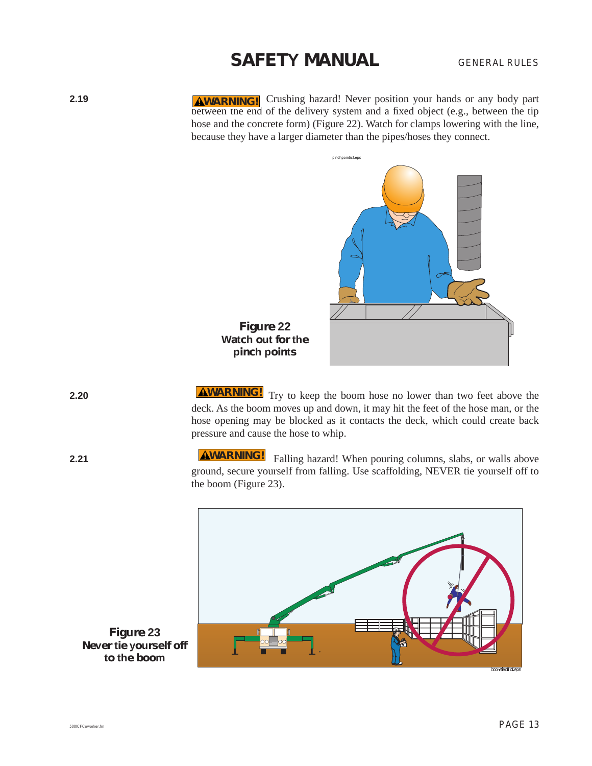**2.19** **⚠WARNING!** Crushing hazard! Never position your hands or any body part between the end of the delivery system and a fixed object (e.g., between the tip hose and the concrete form) (Figure 22). Watch for clamps lowering with the line, because they have a larger diameter than the pipes/hoses they connect.

**Figure 22**
**Watch out for the pinch points**

**2.20** **⚠WARNING!** Try to keep the boom hose no lower than two feet above the deck. As the boom moves up and down, it may hit the feet of the hose man, or the hose opening may be blocked as it contacts the deck, which could create back pressure and cause the hose to whip.

**2.21** **⚠WARNING!** Falling hazard! When pouring columns, slabs, or walls above ground, secure yourself from falling. Use scaffolding, NEVER tie yourself off to the boom (Figure 23).

**Figure 23**
**Never tie yourself off to the boom**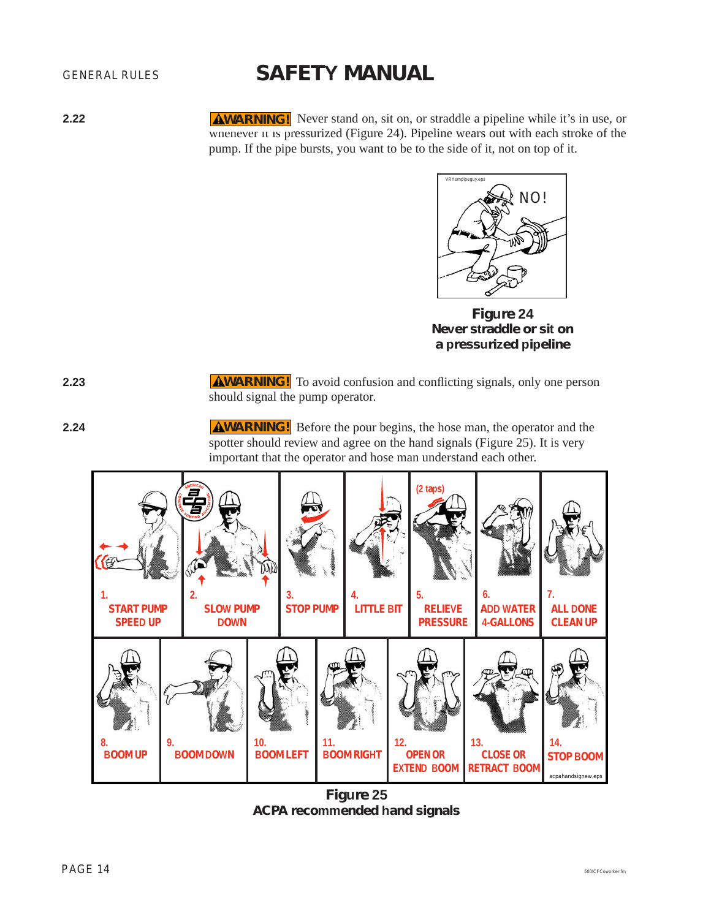## SAFETY MANUAL

**2.22** **⚠WARNING!** Never stand on, sit on, or straddle a pipeline while it's in use, or whenever it is pressurized (Figure 24). Pipeline wears out with each stroke of the pump. If the pipe bursts, you want to be to the side of it, not on top of it.

NO!

**Figure 24**
**Never straddle or sit on a pressurized pipeline**

**2.23** **⚠WARNING!** To avoid confusion and conflicting signals, only one person should signal the pump operator.

**2.24** **⚠WARNING!** Before the pour begins, the hose man, the operator and the spotter should review and agree on the hand signals (Figure 25). It is very important that the operator and hose man understand each other.

1. START PUMP SPEED UP
2. SLOW PUMP DOWN
3. STOP PUMP
4. LITTLE BIT
5. RELIEVE PRESSURE (2 taps)
6. ADD WATER 4-GALLONS
7. ALL DONE CLEAN UP
8. BOOM UP
9. BOOM DOWN
10. BOOM LEFT
11. BOOM RIGHT
12. OPEN OR EXTEND BOOM
13. CLOSE OR RETRACT BOOM
14. STOP BOOM

**Figure 25**
**ACPA recommended hand signals**